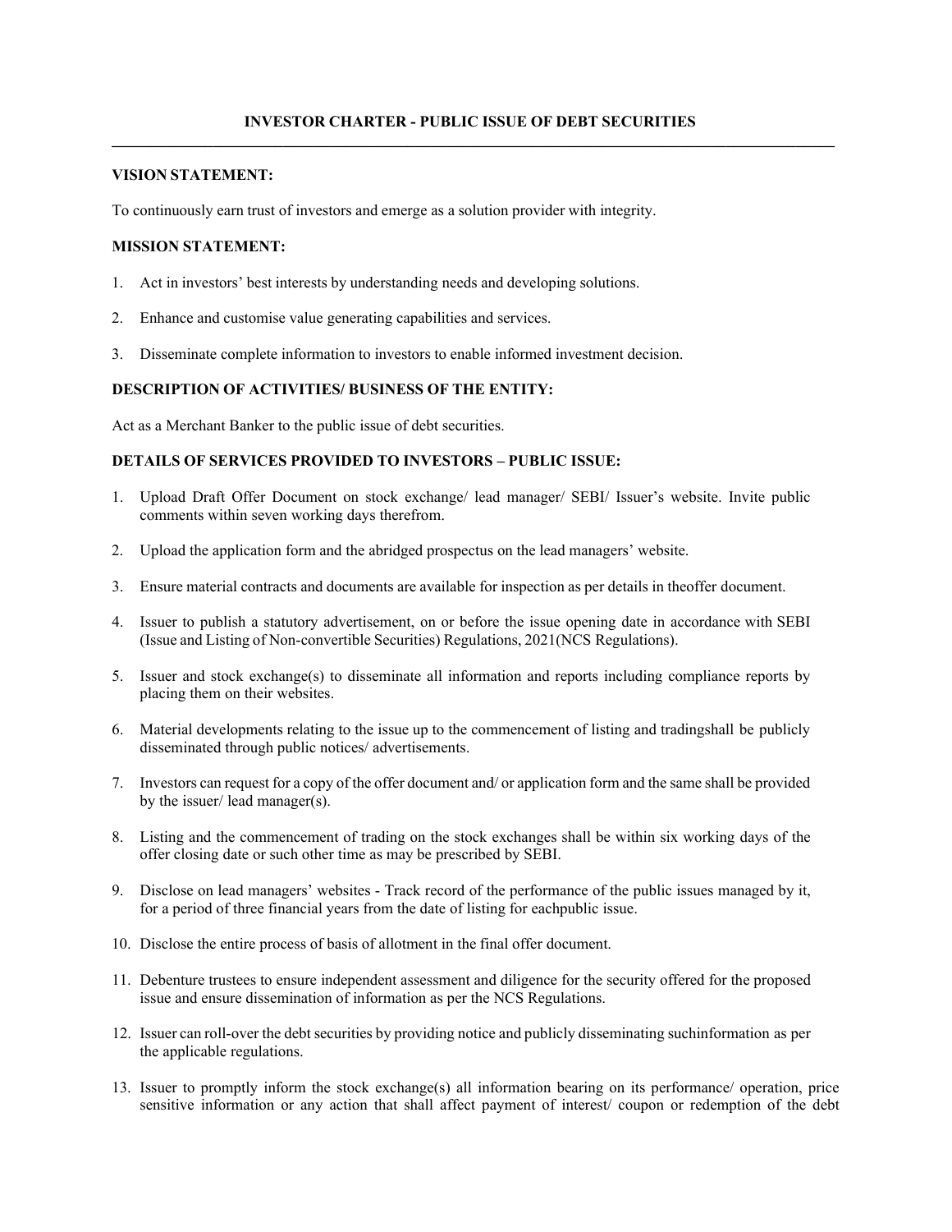# INVESTOR CHARTER - PUBLIC ISSUE OF DEBT SECURITIES

**VISION STATEMENT:**

To continuously earn trust of investors and emerge as a solution provider with integrity.

**MISSION STATEMENT:**

1. Act in investors' best interests by understanding needs and developing solutions.

2. Enhance and customise value generating capabilities and services.

3. Disseminate complete information to investors to enable informed investment decision.

**DESCRIPTION OF ACTIVITIES/ BUSINESS OF THE ENTITY:**

Act as a Merchant Banker to the public issue of debt securities.

**DETAILS OF SERVICES PROVIDED TO INVESTORS – PUBLIC ISSUE:**

1. Upload Draft Offer Document on stock exchange/ lead manager/ SEBI/ Issuer's website. Invite public comments within seven working days therefrom.

2. Upload the application form and the abridged prospectus on the lead managers' website.

3. Ensure material contracts and documents are available for inspection as per details in theoffer document.

4. Issuer to publish a statutory advertisement, on or before the issue opening date in accordance with SEBI (Issue and Listing of Non-convertible Securities) Regulations, 2021(NCS Regulations).

5. Issuer and stock exchange(s) to disseminate all information and reports including compliance reports by placing them on their websites.

6. Material developments relating to the issue up to the commencement of listing and tradingshall be publicly disseminated through public notices/ advertisements.

7. Investors can request for a copy of the offer document and/ or application form and the same shall be provided by the issuer/ lead manager(s).

8. Listing and the commencement of trading on the stock exchanges shall be within six working days of the offer closing date or such other time as may be prescribed by SEBI.

9. Disclose on lead managers' websites - Track record of the performance of the public issues managed by it, for a period of three financial years from the date of listing for eachpublic issue.

10. Disclose the entire process of basis of allotment in the final offer document.

11. Debenture trustees to ensure independent assessment and diligence for the security offered for the proposed issue and ensure dissemination of information as per the NCS Regulations.

12. Issuer can roll-over the debt securities by providing notice and publicly disseminating suchinformation as per the applicable regulations.

13. Issuer to promptly inform the stock exchange(s) all information bearing on its performance/ operation, price sensitive information or any action that shall affect payment of interest/ coupon or redemption of the debt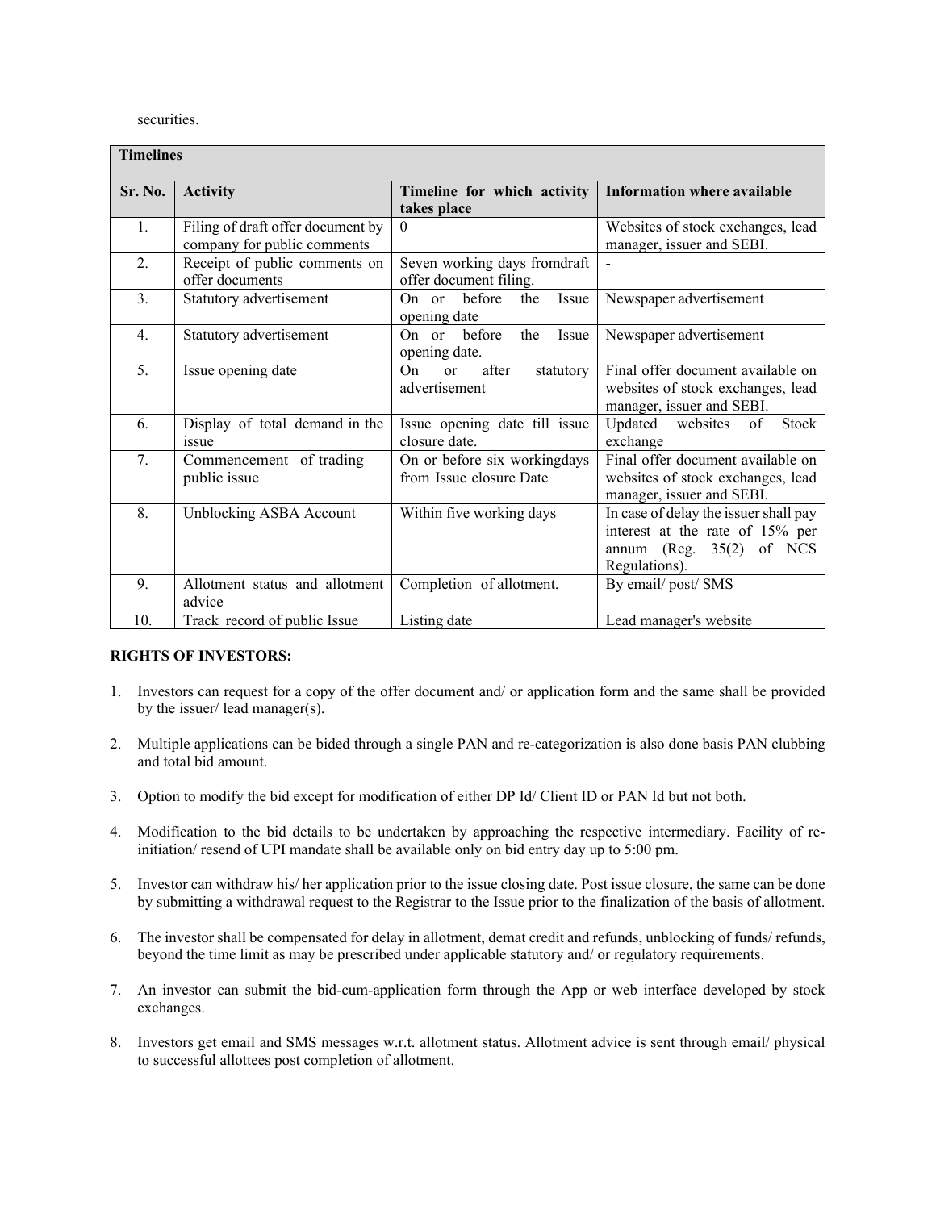securities.

| Timelines | | | |
|---|---|---|---|
| **Sr. No.** | **Activity** | **Timeline for which activity takes place** | **Information where available** |
| 1. | Filing of draft offer document by company for public comments | 0 | Websites of stock exchanges, lead manager, issuer and SEBI. |
| 2. | Receipt of public comments on offer documents | Seven working days fromdraft offer document filing. | - |
| 3. | Statutory advertisement | On or before the Issue opening date | Newspaper advertisement |
| 4. | Statutory advertisement | On or before the Issue opening date. | Newspaper advertisement |
| 5. | Issue opening date | On or after statutory advertisement | Final offer document available on websites of stock exchanges, lead manager, issuer and SEBI. |
| 6. | Display of total demand in the issue | Issue opening date till issue closure date. | Updated websites of Stock exchange |
| 7. | Commencement of trading – public issue | On or before six workingdays from Issue closure Date | Final offer document available on websites of stock exchanges, lead manager, issuer and SEBI. |
| 8. | Unblocking ASBA Account | Within five working days | In case of delay the issuer shall pay interest at the rate of 15% per annum (Reg. 35(2) of NCS Regulations). |
| 9. | Allotment status and allotment advice | Completion of allotment. | By email/ post/ SMS |
| 10. | Track record of public Issue | Listing date | Lead manager's website |

**RIGHTS OF INVESTORS:**

1. Investors can request for a copy of the offer document and/ or application form and the same shall be provided by the issuer/ lead manager(s).

2. Multiple applications can be bided through a single PAN and re-categorization is also done basis PAN clubbing and total bid amount.

3. Option to modify the bid except for modification of either DP Id/ Client ID or PAN Id but not both.

4. Modification to the bid details to be undertaken by approaching the respective intermediary. Facility of re-initiation/ resend of UPI mandate shall be available only on bid entry day up to 5:00 pm.

5. Investor can withdraw his/ her application prior to the issue closing date. Post issue closure, the same can be done by submitting a withdrawal request to the Registrar to the Issue prior to the finalization of the basis of allotment.

6. The investor shall be compensated for delay in allotment, demat credit and refunds, unblocking of funds/ refunds, beyond the time limit as may be prescribed under applicable statutory and/ or regulatory requirements.

7. An investor can submit the bid-cum-application form through the App or web interface developed by stock exchanges.

8. Investors get email and SMS messages w.r.t. allotment status. Allotment advice is sent through email/ physical to successful allottees post completion of allotment.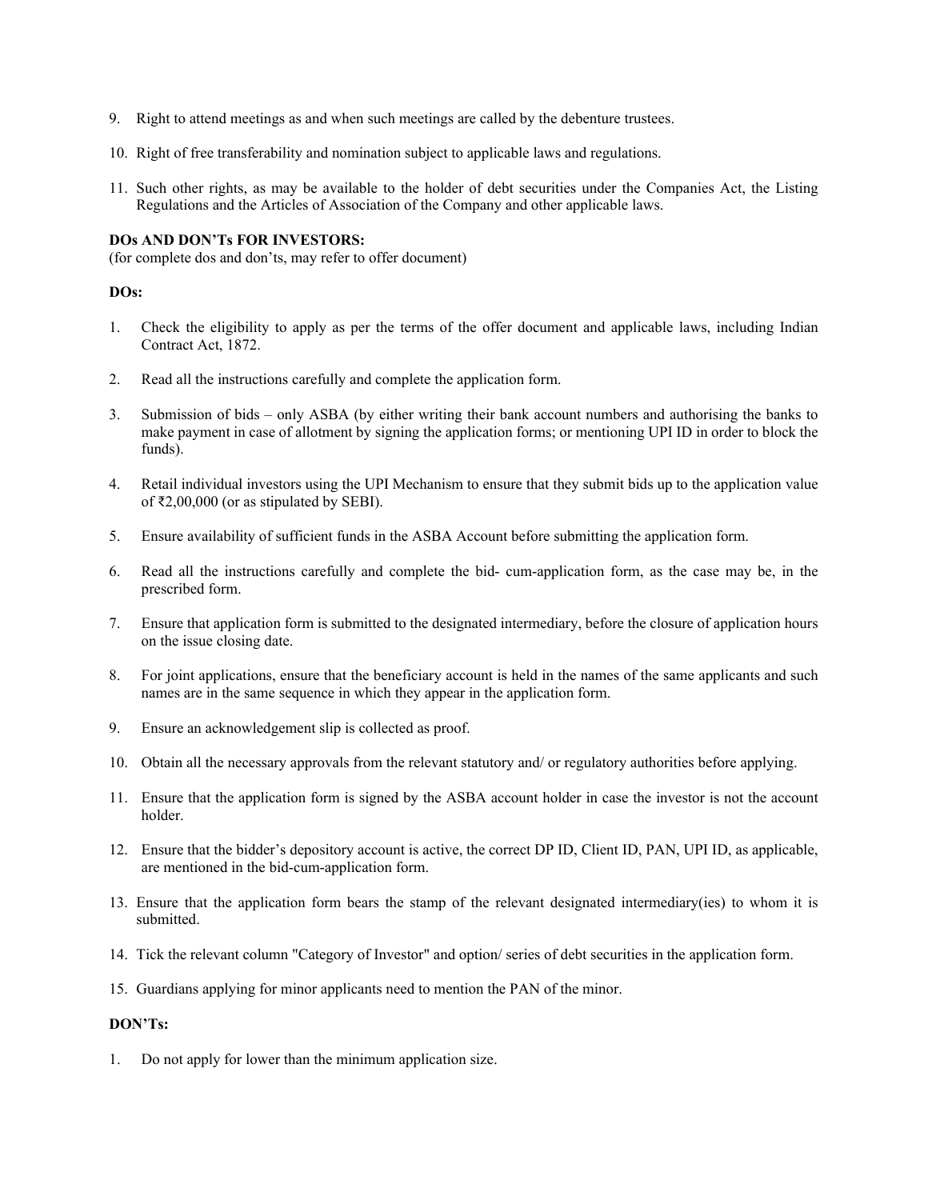9. Right to attend meetings as and when such meetings are called by the debenture trustees.

10. Right of free transferability and nomination subject to applicable laws and regulations.

11. Such other rights, as may be available to the holder of debt securities under the Companies Act, the Listing Regulations and the Articles of Association of the Company and other applicable laws.

**DOs AND DON'Ts FOR INVESTORS:**
(for complete dos and don'ts, may refer to offer document)

**DOs:**

1. Check the eligibility to apply as per the terms of the offer document and applicable laws, including Indian Contract Act, 1872.

2. Read all the instructions carefully and complete the application form.

3. Submission of bids – only ASBA (by either writing their bank account numbers and authorising the banks to make payment in case of allotment by signing the application forms; or mentioning UPI ID in order to block the funds).

4. Retail individual investors using the UPI Mechanism to ensure that they submit bids up to the application value of ₹2,00,000 (or as stipulated by SEBI).

5. Ensure availability of sufficient funds in the ASBA Account before submitting the application form.

6. Read all the instructions carefully and complete the bid- cum-application form, as the case may be, in the prescribed form.

7. Ensure that application form is submitted to the designated intermediary, before the closure of application hours on the issue closing date.

8. For joint applications, ensure that the beneficiary account is held in the names of the same applicants and such names are in the same sequence in which they appear in the application form.

9. Ensure an acknowledgement slip is collected as proof.

10. Obtain all the necessary approvals from the relevant statutory and/ or regulatory authorities before applying.

11. Ensure that the application form is signed by the ASBA account holder in case the investor is not the account holder.

12. Ensure that the bidder's depository account is active, the correct DP ID, Client ID, PAN, UPI ID, as applicable, are mentioned in the bid-cum-application form.

13. Ensure that the application form bears the stamp of the relevant designated intermediary(ies) to whom it is submitted.

14. Tick the relevant column "Category of Investor" and option/ series of debt securities in the application form.

15. Guardians applying for minor applicants need to mention the PAN of the minor.

**DON'Ts:**

1. Do not apply for lower than the minimum application size.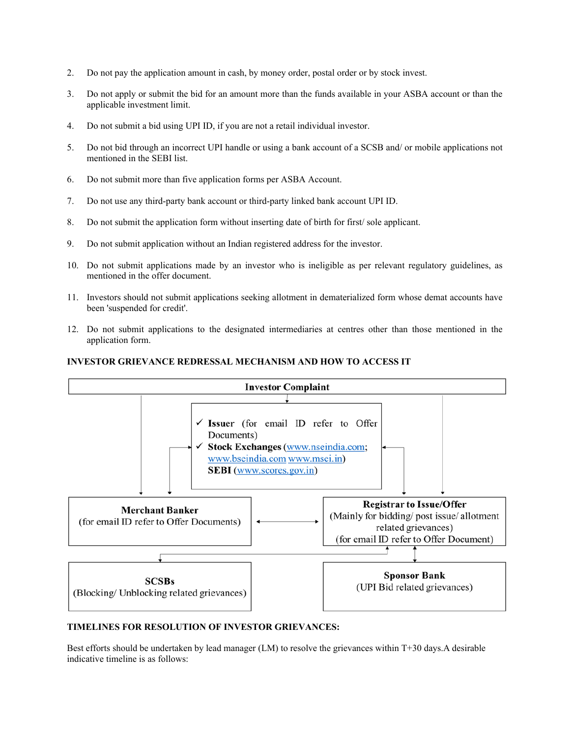2. Do not pay the application amount in cash, by money order, postal order or by stock invest.

3. Do not apply or submit the bid for an amount more than the funds available in your ASBA account or than the applicable investment limit.

4. Do not submit a bid using UPI ID, if you are not a retail individual investor.

5. Do not bid through an incorrect UPI handle or using a bank account of a SCSB and/ or mobile applications not mentioned in the SEBI list.

6. Do not submit more than five application forms per ASBA Account.

7. Do not use any third-party bank account or third-party linked bank account UPI ID.

8. Do not submit the application form without inserting date of birth for first/ sole applicant.

9. Do not submit application without an Indian registered address for the investor.

10. Do not submit applications made by an investor who is ineligible as per relevant regulatory guidelines, as mentioned in the offer document.

11. Investors should not submit applications seeking allotment in dematerialized form whose demat accounts have been 'suspended for credit'.

12. Do not submit applications to the designated intermediaries at centres other than those mentioned in the application form.

**INVESTOR GRIEVANCE REDRESSAL MECHANISM AND HOW TO ACCESS IT**

**Investor Complaint**

- ✓ **Issuer** (for email ID refer to Offer Documents)
- ✓ **Stock Exchanges** (www.nseindia.com; www.bseindia.com www.msei.in)
- **SEBI** (www.scores.gov.in)

**Merchant Banker**
(for email ID refer to Offer Documents)

**Registrar to Issue/Offer**
(Mainly for bidding/ post issue/ allotment related grievances)
(for email ID refer to Offer Document)

**SCSBs**
(Blocking/ Unblocking related grievances)

**Sponsor Bank**
(UPI Bid related grievances)

**TIMELINES FOR RESOLUTION OF INVESTOR GRIEVANCES:**

Best efforts should be undertaken by lead manager (LM) to resolve the grievances within T+30 days.A desirable indicative timeline is as follows: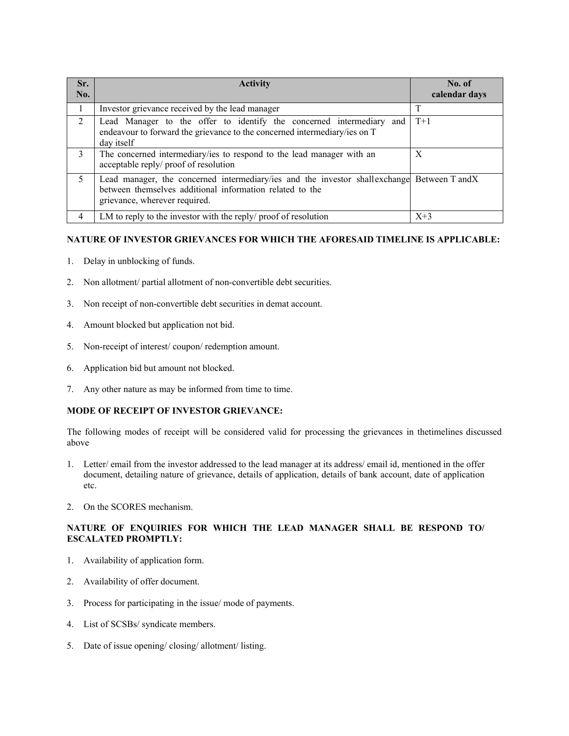| Sr. No. | Activity | No. of calendar days |
|---|---|---|
| 1 | Investor grievance received by the lead manager | T |
| 2 | Lead Manager to the offer to identify the concerned intermediary and endeavour to forward the grievance to the concerned intermediary/ies on T day itself | T+1 |
| 3 | The concerned intermediary/ies to respond to the lead manager with an acceptable reply/ proof of resolution | X |
| 5 | Lead manager, the concerned intermediary/ies and the investor shall exchange between themselves additional information related to the grievance, wherever required. | Between T and X |
| 4 | LM to reply to the investor with the reply/ proof of resolution | X+3 |

**NATURE OF INVESTOR GRIEVANCES FOR WHICH THE AFORESAID TIMELINE IS APPLICABLE:**

1. Delay in unblocking of funds.
2. Non allotment/ partial allotment of non-convertible debt securities.
3. Non receipt of non-convertible debt securities in demat account.
4. Amount blocked but application not bid.
5. Non-receipt of interest/ coupon/ redemption amount.
6. Application bid but amount not blocked.
7. Any other nature as may be informed from time to time.

**MODE OF RECEIPT OF INVESTOR GRIEVANCE:**

The following modes of receipt will be considered valid for processing the grievances in the timelines discussed above

1. Letter/ email from the investor addressed to the lead manager at its address/ email id, mentioned in the offer document, detailing nature of grievance, details of application, details of bank account, date of application etc.
2. On the SCORES mechanism.

**NATURE OF ENQUIRIES FOR WHICH THE LEAD MANAGER SHALL BE RESPOND TO/ ESCALATED PROMPTLY:**

1. Availability of application form.
2. Availability of offer document.
3. Process for participating in the issue/ mode of payments.
4. List of SCSBs/ syndicate members.
5. Date of issue opening/ closing/ allotment/ listing.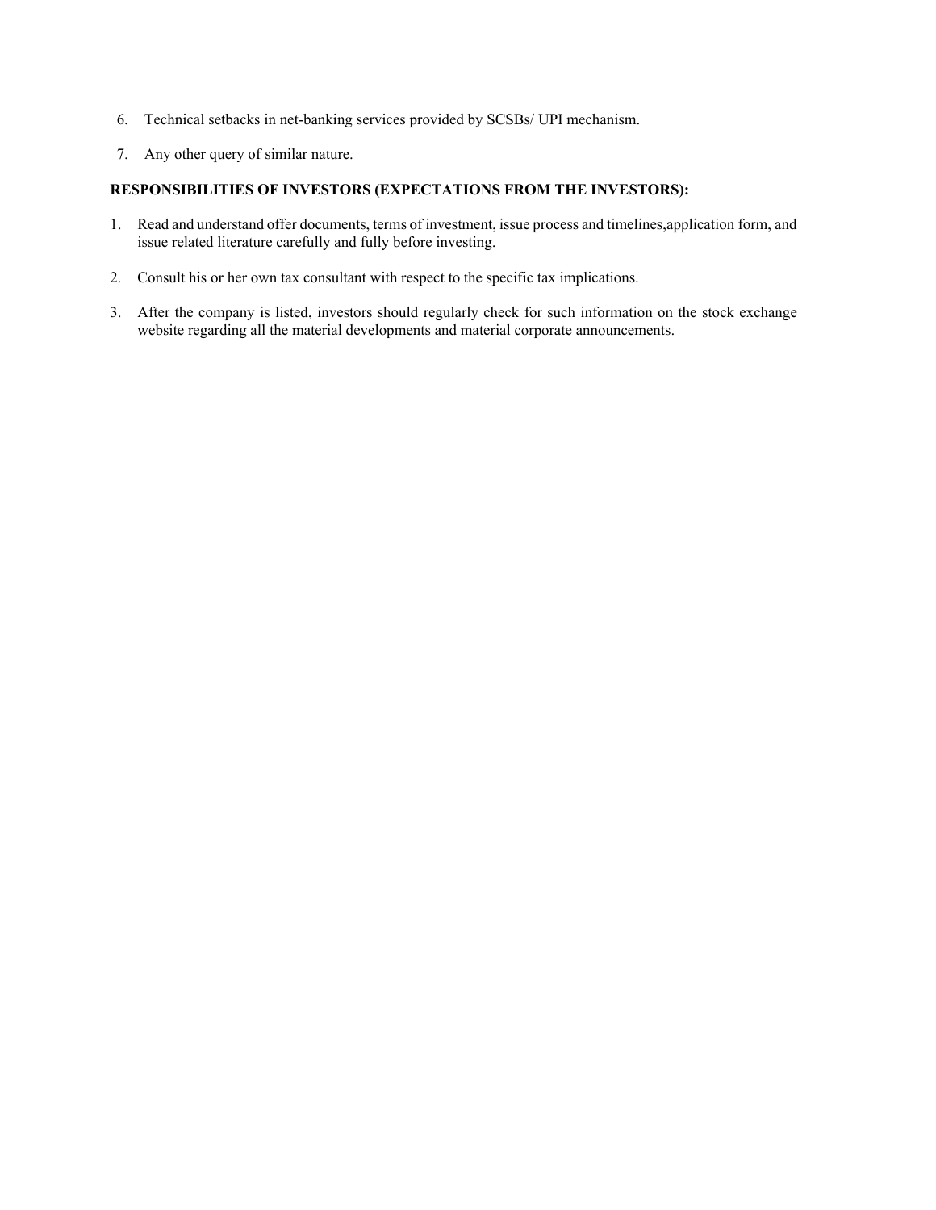6. Technical setbacks in net-banking services provided by SCSBs/ UPI mechanism.

7. Any other query of similar nature.

**RESPONSIBILITIES OF INVESTORS (EXPECTATIONS FROM THE INVESTORS):**

1. Read and understand offer documents, terms of investment, issue process and timelines,application form, and issue related literature carefully and fully before investing.

2. Consult his or her own tax consultant with respect to the specific tax implications.

3. After the company is listed, investors should regularly check for such information on the stock exchange website regarding all the material developments and material corporate announcements.